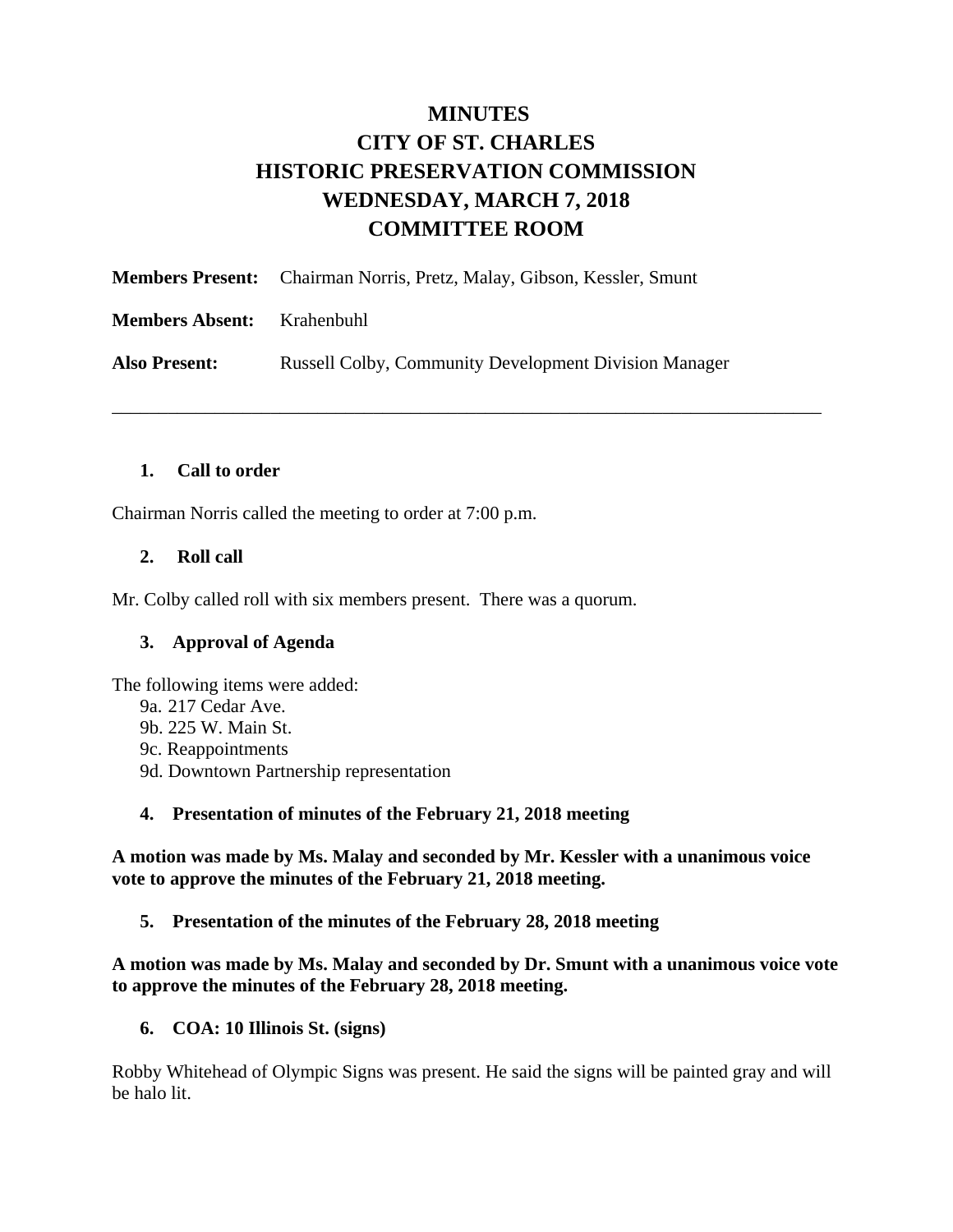# MINUTES
# CITY OF ST. CHARLES
# HISTORIC PRESERVATION COMMISSION
# WEDNESDAY, MARCH 7, 2018
# COMMITTEE ROOM

**Members Present:** Chairman Norris, Pretz, Malay, Gibson, Kessler, Smunt

**Members Absent:** Krahenbuhl

**Also Present:** Russell Colby, Community Development Division Manager

---

### 1. Call to order

Chairman Norris called the meeting to order at 7:00 p.m.

### 2. Roll call

Mr. Colby called roll with six members present. There was a quorum.

### 3. Approval of Agenda

The following items were added:

- 9a. 217 Cedar Ave.
- 9b. 225 W. Main St.
- 9c. Reappointments
- 9d. Downtown Partnership representation

### 4. Presentation of minutes of the February 21, 2018 meeting

**A motion was made by Ms. Malay and seconded by Mr. Kessler with a unanimous voice vote to approve the minutes of the February 21, 2018 meeting.**

### 5. Presentation of the minutes of the February 28, 2018 meeting

**A motion was made by Ms. Malay and seconded by Dr. Smunt with a unanimous voice vote to approve the minutes of the February 28, 2018 meeting.**

### 6. COA: 10 Illinois St. (signs)

Robby Whitehead of Olympic Signs was present. He said the signs will be painted gray and will be halo lit.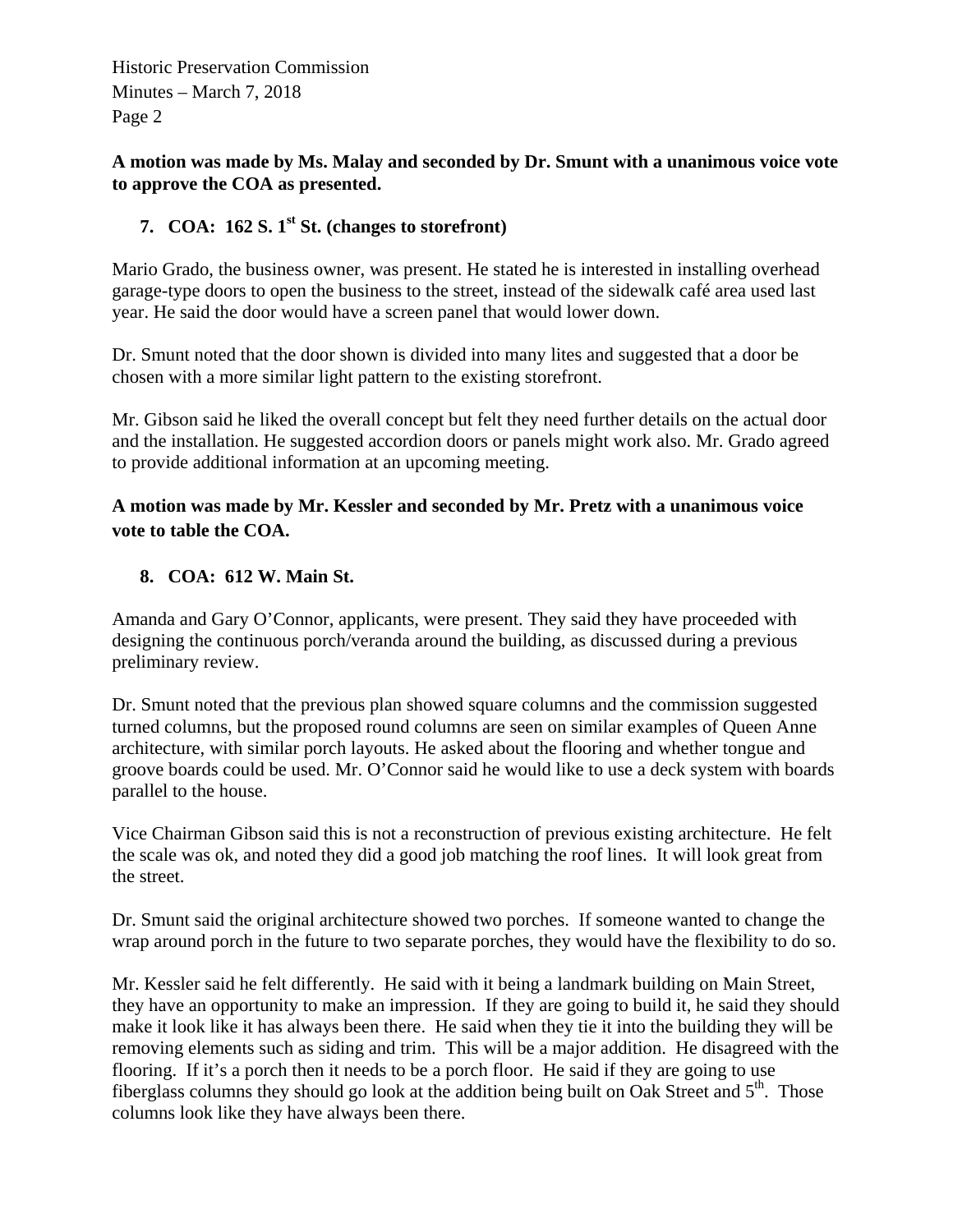**A motion was made by Ms. Malay and seconded by Dr. Smunt with a unanimous voice vote to approve the COA as presented.**

### 7. COA: 162 S. 1st St. (changes to storefront)

Mario Grado, the business owner, was present. He stated he is interested in installing overhead garage-type doors to open the business to the street, instead of the sidewalk café area used last year. He said the door would have a screen panel that would lower down.

Dr. Smunt noted that the door shown is divided into many lites and suggested that a door be chosen with a more similar light pattern to the existing storefront.

Mr. Gibson said he liked the overall concept but felt they need further details on the actual door and the installation. He suggested accordion doors or panels might work also. Mr. Grado agreed to provide additional information at an upcoming meeting.

**A motion was made by Mr. Kessler and seconded by Mr. Pretz with a unanimous voice vote to table the COA.**

### 8. COA: 612 W. Main St.

Amanda and Gary O'Connor, applicants, were present. They said they have proceeded with designing the continuous porch/veranda around the building, as discussed during a previous preliminary review.

Dr. Smunt noted that the previous plan showed square columns and the commission suggested turned columns, but the proposed round columns are seen on similar examples of Queen Anne architecture, with similar porch layouts. He asked about the flooring and whether tongue and groove boards could be used. Mr. O'Connor said he would like to use a deck system with boards parallel to the house.

Vice Chairman Gibson said this is not a reconstruction of previous existing architecture. He felt the scale was ok, and noted they did a good job matching the roof lines. It will look great from the street.

Dr. Smunt said the original architecture showed two porches. If someone wanted to change the wrap around porch in the future to two separate porches, they would have the flexibility to do so.

Mr. Kessler said he felt differently. He said with it being a landmark building on Main Street, they have an opportunity to make an impression. If they are going to build it, he said they should make it look like it has always been there. He said when they tie it into the building they will be removing elements such as siding and trim. This will be a major addition. He disagreed with the flooring. If it's a porch then it needs to be a porch floor. He said if they are going to use fiberglass columns they should go look at the addition being built on Oak Street and 5th. Those columns look like they have always been there.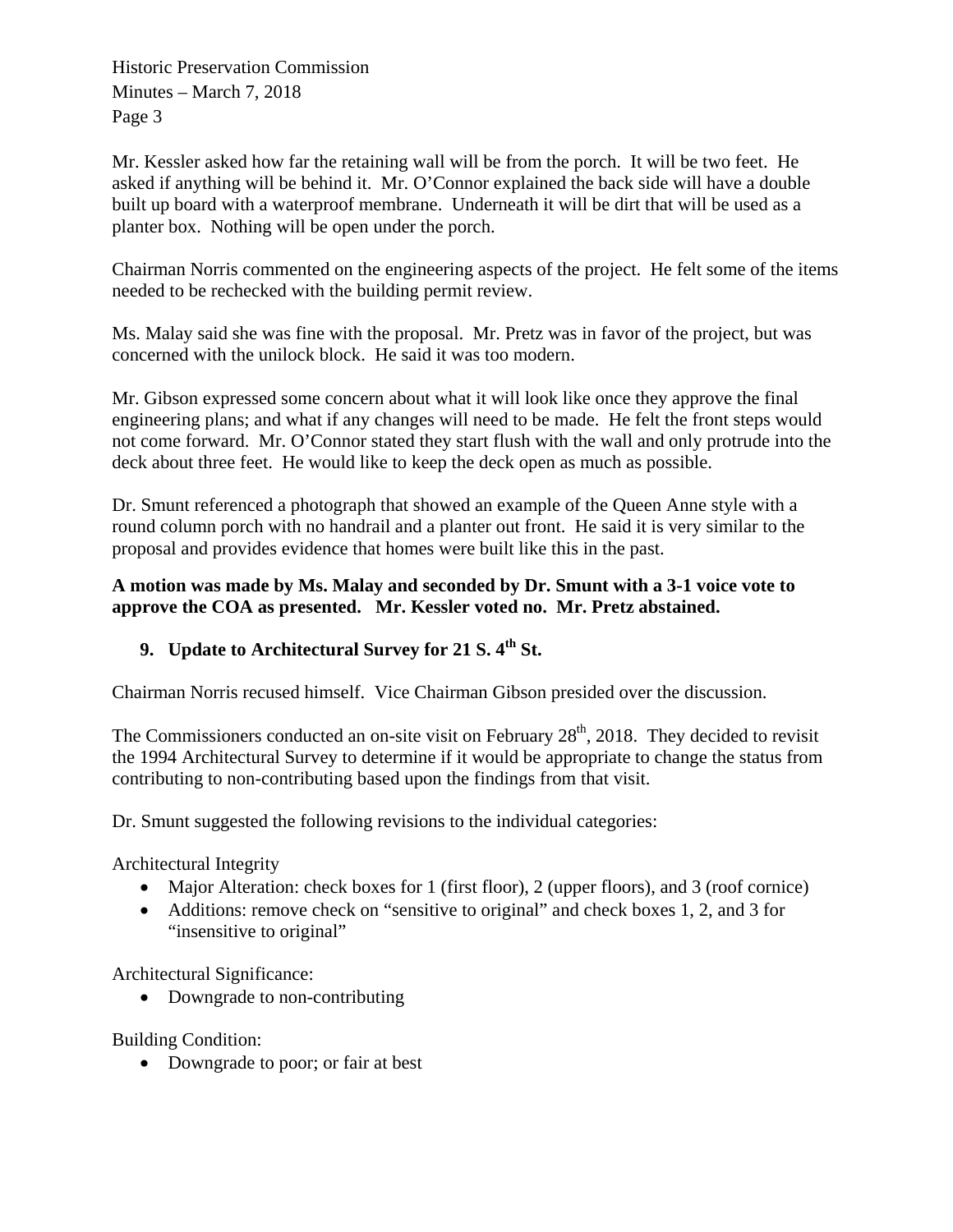Mr. Kessler asked how far the retaining wall will be from the porch. It will be two feet. He asked if anything will be behind it. Mr. O'Connor explained the back side will have a double built up board with a waterproof membrane. Underneath it will be dirt that will be used as a planter box. Nothing will be open under the porch.

Chairman Norris commented on the engineering aspects of the project. He felt some of the items needed to be rechecked with the building permit review.

Ms. Malay said she was fine with the proposal. Mr. Pretz was in favor of the project, but was concerned with the unilock block. He said it was too modern.

Mr. Gibson expressed some concern about what it will look like once they approve the final engineering plans; and what if any changes will need to be made. He felt the front steps would not come forward. Mr. O'Connor stated they start flush with the wall and only protrude into the deck about three feet. He would like to keep the deck open as much as possible.

Dr. Smunt referenced a photograph that showed an example of the Queen Anne style with a round column porch with no handrail and a planter out front. He said it is very similar to the proposal and provides evidence that homes were built like this in the past.

**A motion was made by Ms. Malay and seconded by Dr. Smunt with a 3-1 voice vote to approve the COA as presented. Mr. Kessler voted no. Mr. Pretz abstained.**

### 9. Update to Architectural Survey for 21 S. 4th St.

Chairman Norris recused himself. Vice Chairman Gibson presided over the discussion.

The Commissioners conducted an on-site visit on February 28th, 2018. They decided to revisit the 1994 Architectural Survey to determine if it would be appropriate to change the status from contributing to non-contributing based upon the findings from that visit.

Dr. Smunt suggested the following revisions to the individual categories:

Architectural Integrity

- Major Alteration: check boxes for 1 (first floor), 2 (upper floors), and 3 (roof cornice)
- Additions: remove check on "sensitive to original" and check boxes 1, 2, and 3 for "insensitive to original"

Architectural Significance:

- Downgrade to non-contributing

Building Condition:

- Downgrade to poor; or fair at best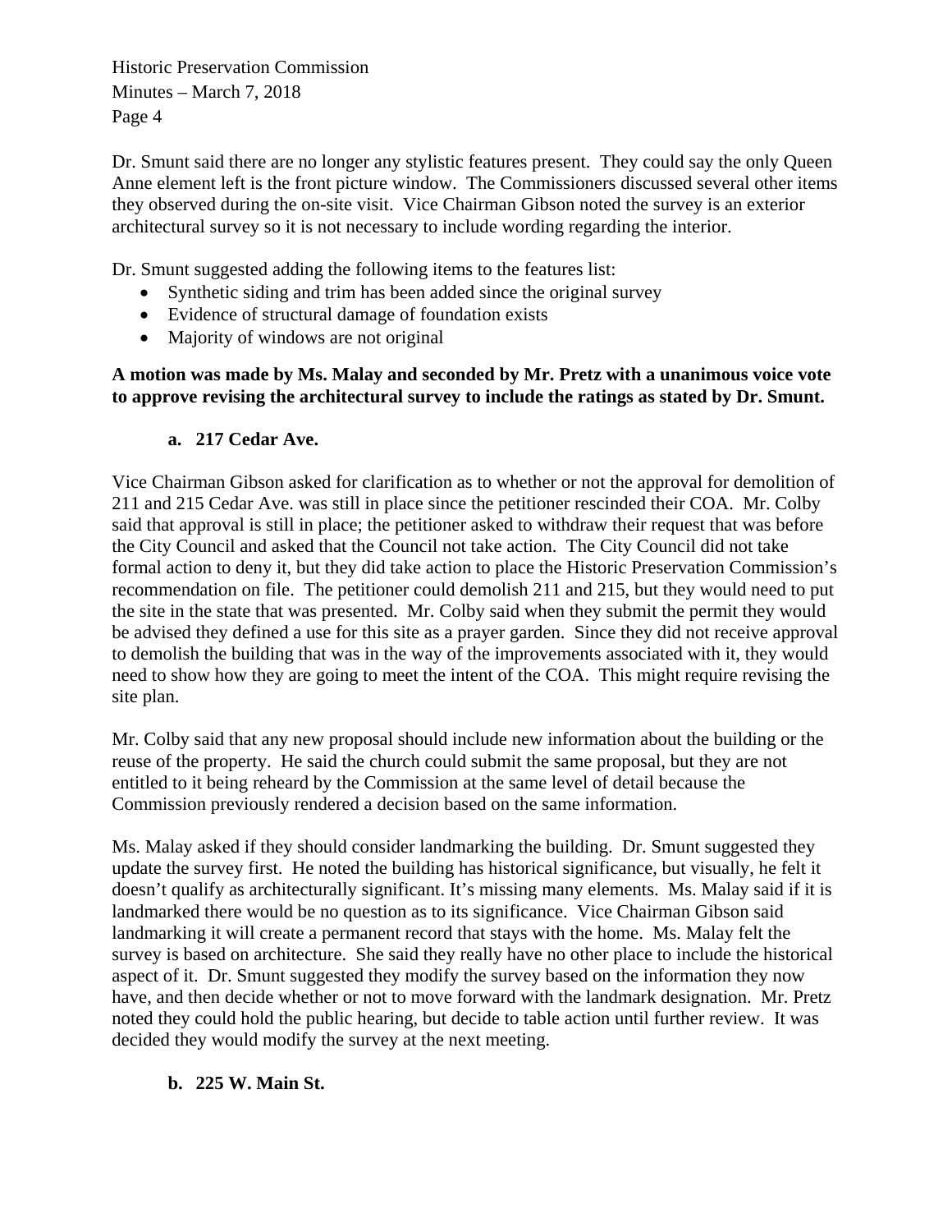Dr. Smunt said there are no longer any stylistic features present. They could say the only Queen Anne element left is the front picture window. The Commissioners discussed several other items they observed during the on-site visit. Vice Chairman Gibson noted the survey is an exterior architectural survey so it is not necessary to include wording regarding the interior.

Dr. Smunt suggested adding the following items to the features list:

- Synthetic siding and trim has been added since the original survey
- Evidence of structural damage of foundation exists
- Majority of windows are not original

**A motion was made by Ms. Malay and seconded by Mr. Pretz with a unanimous voice vote to approve revising the architectural survey to include the ratings as stated by Dr. Smunt.**

**a. 217 Cedar Ave.**

Vice Chairman Gibson asked for clarification as to whether or not the approval for demolition of 211 and 215 Cedar Ave. was still in place since the petitioner rescinded their COA. Mr. Colby said that approval is still in place; the petitioner asked to withdraw their request that was before the City Council and asked that the Council not take action. The City Council did not take formal action to deny it, but they did take action to place the Historic Preservation Commission's recommendation on file. The petitioner could demolish 211 and 215, but they would need to put the site in the state that was presented. Mr. Colby said when they submit the permit they would be advised they defined a use for this site as a prayer garden. Since they did not receive approval to demolish the building that was in the way of the improvements associated with it, they would need to show how they are going to meet the intent of the COA. This might require revising the site plan.

Mr. Colby said that any new proposal should include new information about the building or the reuse of the property. He said the church could submit the same proposal, but they are not entitled to it being reheard by the Commission at the same level of detail because the Commission previously rendered a decision based on the same information.

Ms. Malay asked if they should consider landmarking the building. Dr. Smunt suggested they update the survey first. He noted the building has historical significance, but visually, he felt it doesn't qualify as architecturally significant. It's missing many elements. Ms. Malay said if it is landmarked there would be no question as to its significance. Vice Chairman Gibson said landmarking it will create a permanent record that stays with the home. Ms. Malay felt the survey is based on architecture. She said they really have no other place to include the historical aspect of it. Dr. Smunt suggested they modify the survey based on the information they now have, and then decide whether or not to move forward with the landmark designation. Mr. Pretz noted they could hold the public hearing, but decide to table action until further review. It was decided they would modify the survey at the next meeting.

**b. 225 W. Main St.**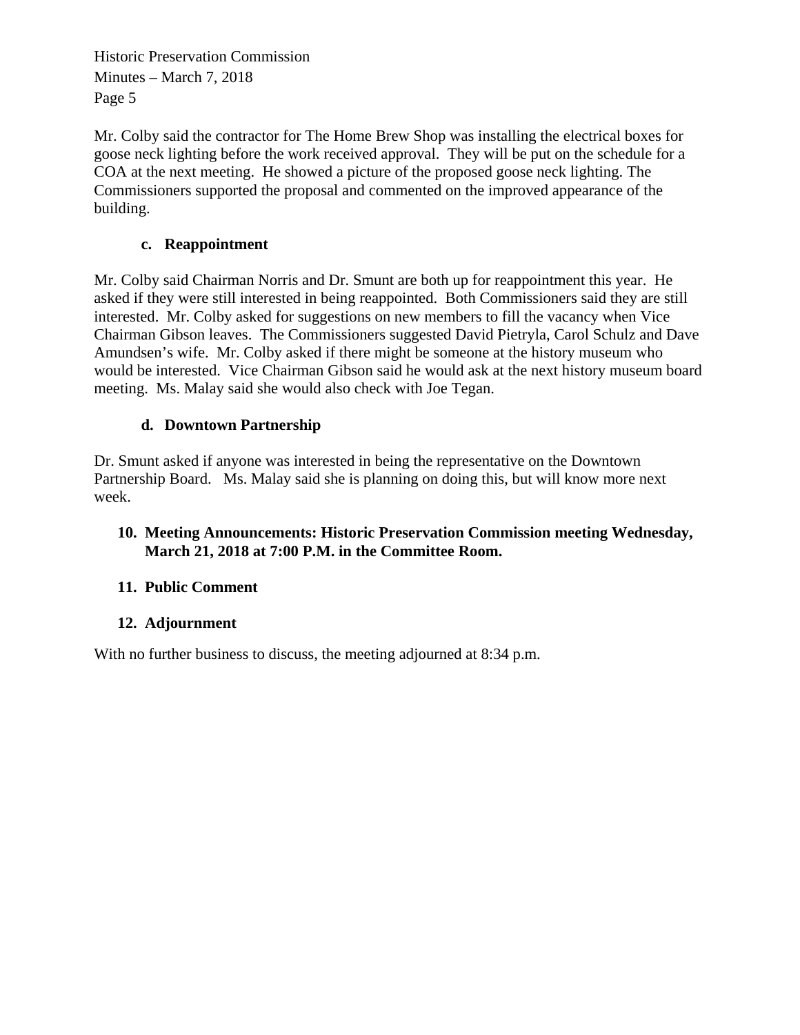Mr. Colby said the contractor for The Home Brew Shop was installing the electrical boxes for goose neck lighting before the work received approval. They will be put on the schedule for a COA at the next meeting. He showed a picture of the proposed goose neck lighting. The Commissioners supported the proposal and commented on the improved appearance of the building.

### c. Reappointment

Mr. Colby said Chairman Norris and Dr. Smunt are both up for reappointment this year. He asked if they were still interested in being reappointed. Both Commissioners said they are still interested. Mr. Colby asked for suggestions on new members to fill the vacancy when Vice Chairman Gibson leaves. The Commissioners suggested David Pietryla, Carol Schulz and Dave Amundsen's wife. Mr. Colby asked if there might be someone at the history museum who would be interested. Vice Chairman Gibson said he would ask at the next history museum board meeting. Ms. Malay said she would also check with Joe Tegan.

### d. Downtown Partnership

Dr. Smunt asked if anyone was interested in being the representative on the Downtown Partnership Board. Ms. Malay said she is planning on doing this, but will know more next week.

## 10. Meeting Announcements: Historic Preservation Commission meeting Wednesday, March 21, 2018 at 7:00 P.M. in the Committee Room.

## 11. Public Comment

## 12. Adjournment

With no further business to discuss, the meeting adjourned at 8:34 p.m.